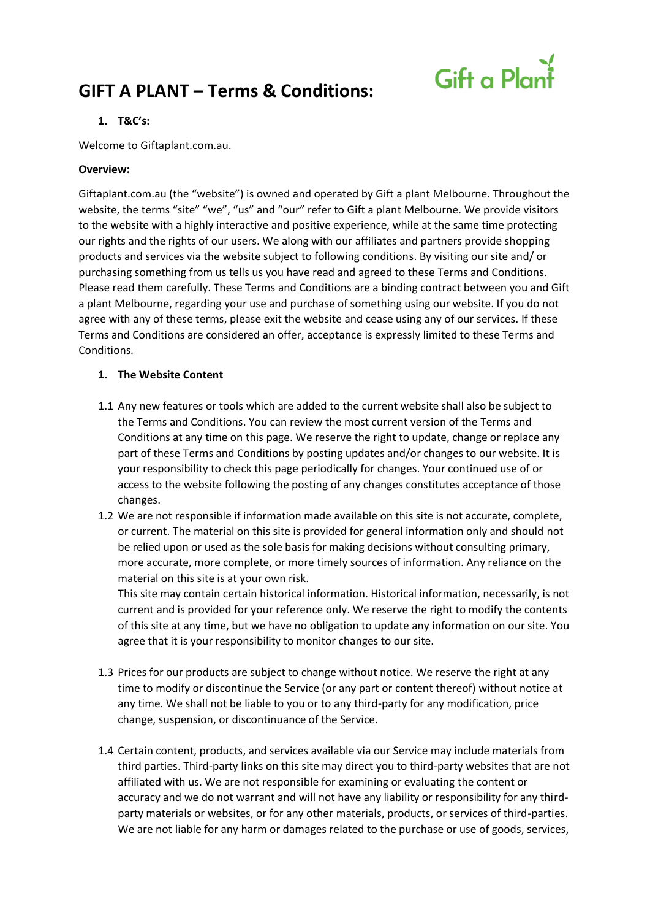# GIFT A PLANT – Terms & Conditions:

**1. T&C's:**

Welcome to Giftaplant.com.au.

**Overview:**

Giftaplant.com.au (the "website") is owned and operated by Gift a plant Melbourne. Throughout the website, the terms "site" "we", "us" and "our" refer to Gift a plant Melbourne. We provide visitors to the website with a highly interactive and positive experience, while at the same time protecting our rights and the rights of our users. We along with our affiliates and partners provide shopping products and services via the website subject to following conditions. By visiting our site and/ or purchasing something from us tells us you have read and agreed to these Terms and Conditions. Please read them carefully. These Terms and Conditions are a binding contract between you and Gift a plant Melbourne, regarding your use and purchase of something using our website. If you do not agree with any of these terms, please exit the website and cease using any of our services. If these Terms and Conditions are considered an offer, acceptance is expressly limited to these Terms and Conditions.

**1. The Website Content**

1.1 Any new features or tools which are added to the current website shall also be subject to the Terms and Conditions. You can review the most current version of the Terms and Conditions at any time on this page. We reserve the right to update, change or replace any part of these Terms and Conditions by posting updates and/or changes to our website. It is your responsibility to check this page periodically for changes. Your continued use of or access to the website following the posting of any changes constitutes acceptance of those changes.

1.2 We are not responsible if information made available on this site is not accurate, complete, or current. The material on this site is provided for general information only and should not be relied upon or used as the sole basis for making decisions without consulting primary, more accurate, more complete, or more timely sources of information. Any reliance on the material on this site is at your own risk.
This site may contain certain historical information. Historical information, necessarily, is not current and is provided for your reference only. We reserve the right to modify the contents of this site at any time, but we have no obligation to update any information on our site. You agree that it is your responsibility to monitor changes to our site.

1.3 Prices for our products are subject to change without notice. We reserve the right at any time to modify or discontinue the Service (or any part or content thereof) without notice at any time. We shall not be liable to you or to any third-party for any modification, price change, suspension, or discontinuance of the Service.

1.4 Certain content, products, and services available via our Service may include materials from third parties. Third-party links on this site may direct you to third-party websites that are not affiliated with us. We are not responsible for examining or evaluating the content or accuracy and we do not warrant and will not have any liability or responsibility for any third-party materials or websites, or for any other materials, products, or services of third-parties. We are not liable for any harm or damages related to the purchase or use of goods, services,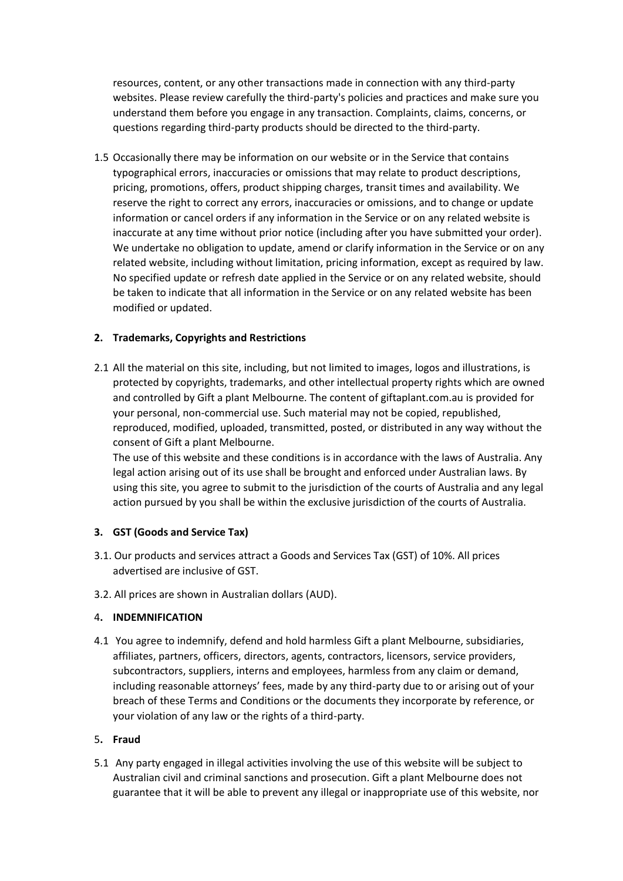resources, content, or any other transactions made in connection with any third-party websites. Please review carefully the third-party's policies and practices and make sure you understand them before you engage in any transaction. Complaints, claims, concerns, or questions regarding third-party products should be directed to the third-party.

1.5 Occasionally there may be information on our website or in the Service that contains typographical errors, inaccuracies or omissions that may relate to product descriptions, pricing, promotions, offers, product shipping charges, transit times and availability. We reserve the right to correct any errors, inaccuracies or omissions, and to change or update information or cancel orders if any information in the Service or on any related website is inaccurate at any time without prior notice (including after you have submitted your order). We undertake no obligation to update, amend or clarify information in the Service or on any related website, including without limitation, pricing information, except as required by law. No specified update or refresh date applied in the Service or on any related website, should be taken to indicate that all information in the Service or on any related website has been modified or updated.

## 2. Trademarks, Copyrights and Restrictions

2.1 All the material on this site, including, but not limited to images, logos and illustrations, is protected by copyrights, trademarks, and other intellectual property rights which are owned and controlled by Gift a plant Melbourne. The content of giftaplant.com.au is provided for your personal, non-commercial use. Such material may not be copied, republished, reproduced, modified, uploaded, transmitted, posted, or distributed in any way without the consent of Gift a plant Melbourne.

The use of this website and these conditions is in accordance with the laws of Australia. Any legal action arising out of its use shall be brought and enforced under Australian laws. By using this site, you agree to submit to the jurisdiction of the courts of Australia and any legal action pursued by you shall be within the exclusive jurisdiction of the courts of Australia.

## 3. GST (Goods and Service Tax)

3.1. Our products and services attract a Goods and Services Tax (GST) of 10%. All prices advertised are inclusive of GST.

3.2. All prices are shown in Australian dollars (AUD).

## 4. INDEMNIFICATION

4.1 You agree to indemnify, defend and hold harmless Gift a plant Melbourne, subsidiaries, affiliates, partners, officers, directors, agents, contractors, licensors, service providers, subcontractors, suppliers, interns and employees, harmless from any claim or demand, including reasonable attorneys' fees, made by any third-party due to or arising out of your breach of these Terms and Conditions or the documents they incorporate by reference, or your violation of any law or the rights of a third-party.

## 5. Fraud

5.1 Any party engaged in illegal activities involving the use of this website will be subject to Australian civil and criminal sanctions and prosecution. Gift a plant Melbourne does not guarantee that it will be able to prevent any illegal or inappropriate use of this website, nor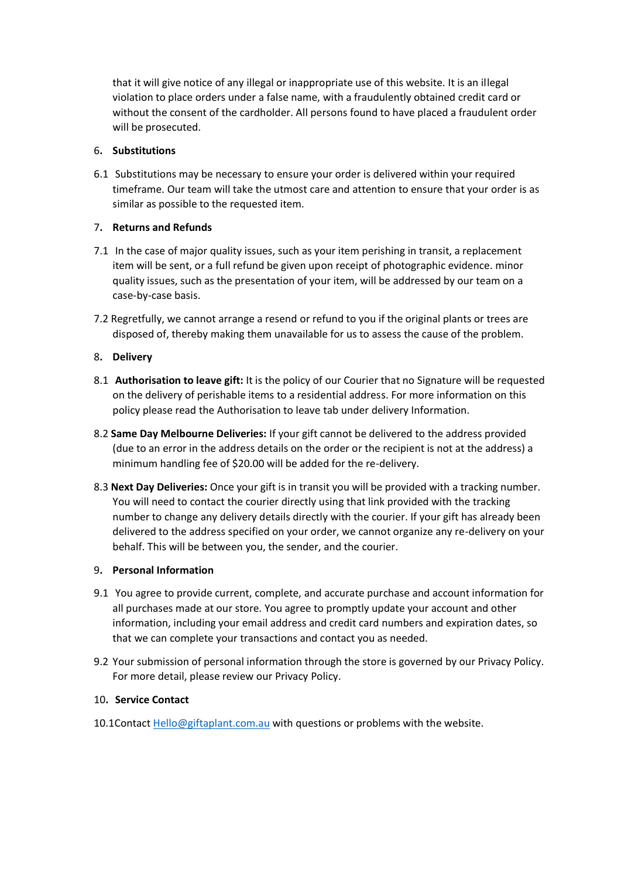that it will give notice of any illegal or inappropriate use of this website. It is an illegal violation to place orders under a false name, with a fraudulently obtained credit card or without the consent of the cardholder. All persons found to have placed a fraudulent order will be prosecuted.

6**. Substitutions**

6.1 Substitutions may be necessary to ensure your order is delivered within your required timeframe. Our team will take the utmost care and attention to ensure that your order is as similar as possible to the requested item.

7**. Returns and Refunds**

7.1 In the case of major quality issues, such as your item perishing in transit, a replacement item will be sent, or a full refund be given upon receipt of photographic evidence. minor quality issues, such as the presentation of your item, will be addressed by our team on a case-by-case basis.

7.2 Regretfully, we cannot arrange a resend or refund to you if the original plants or trees are disposed of, thereby making them unavailable for us to assess the cause of the problem.

8**. Delivery**

8.1 **Authorisation to leave gift:** It is the policy of our Courier that no Signature will be requested on the delivery of perishable items to a residential address. For more information on this policy please read the Authorisation to leave tab under delivery Information.

8.2 **Same Day Melbourne Deliveries:** If your gift cannot be delivered to the address provided (due to an error in the address details on the order or the recipient is not at the address) a minimum handling fee of $20.00 will be added for the re-delivery.

8.3 **Next Day Deliveries:** Once your gift is in transit you will be provided with a tracking number. You will need to contact the courier directly using that link provided with the tracking number to change any delivery details directly with the courier. If your gift has already been delivered to the address specified on your order, we cannot organize any re-delivery on your behalf. This will be between you, the sender, and the courier.

9**. Personal Information**

9.1 You agree to provide current, complete, and accurate purchase and account information for all purchases made at our store. You agree to promptly update your account and other information, including your email address and credit card numbers and expiration dates, so that we can complete your transactions and contact you as needed.

9.2 Your submission of personal information through the store is governed by our Privacy Policy. For more detail, please review our Privacy Policy.

10**. Service Contact**

10.1Contact Hello@giftaplant.com.au with questions or problems with the website.